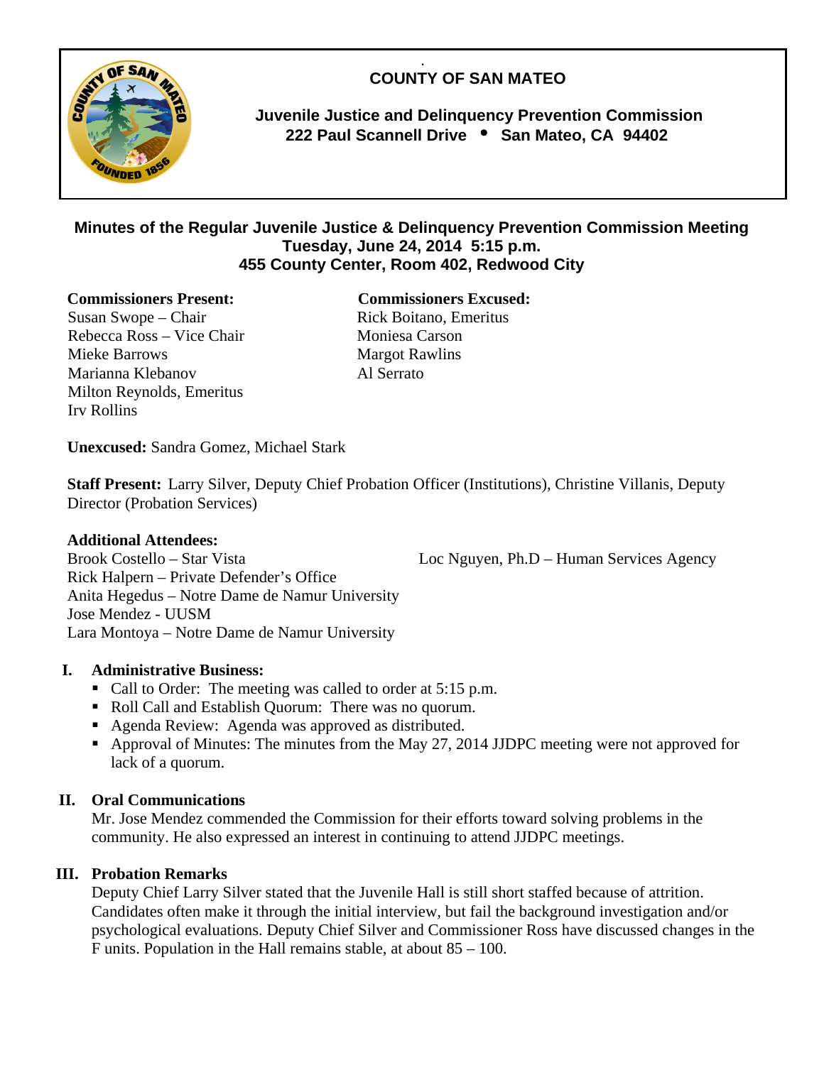# COUNTY OF SAN MATEO

**Juvenile Justice and Delinquency Prevention Commission**
**222 Paul Scannell Drive • San Mateo, CA 94402**

## Minutes of the Regular Juvenile Justice & Delinquency Prevention Commission Meeting
**Tuesday, June 24, 2014 5:15 p.m.**
**455 County Center, Room 402, Redwood City**

**Commissioners Present:**
Susan Swope – Chair
Rebecca Ross – Vice Chair
Mieke Barrows
Marianna Klebanov
Milton Reynolds, Emeritus
Irv Rollins

**Commissioners Excused:**
Rick Boitano, Emeritus
Moniesa Carson
Margot Rawlins
Al Serrato

**Unexcused:** Sandra Gomez, Michael Stark

**Staff Present:** Larry Silver, Deputy Chief Probation Officer (Institutions), Christine Villanis, Deputy Director (Probation Services)

**Additional Attendees:**
Brook Costello – Star Vista
Rick Halpern – Private Defender's Office
Anita Hegedus – Notre Dame de Namur University
Jose Mendez - UUSM
Lara Montoya – Notre Dame de Namur University
Loc Nguyen, Ph.D – Human Services Agency

## I. Administrative Business:

- Call to Order: The meeting was called to order at 5:15 p.m.
- Roll Call and Establish Quorum: There was no quorum.
- Agenda Review: Agenda was approved as distributed.
- Approval of Minutes: The minutes from the May 27, 2014 JJDPC meeting were not approved for lack of a quorum.

## II. Oral Communications

Mr. Jose Mendez commended the Commission for their efforts toward solving problems in the community. He also expressed an interest in continuing to attend JJDPC meetings.

## III. Probation Remarks

Deputy Chief Larry Silver stated that the Juvenile Hall is still short staffed because of attrition. Candidates often make it through the initial interview, but fail the background investigation and/or psychological evaluations. Deputy Chief Silver and Commissioner Ross have discussed changes in the F units. Population in the Hall remains stable, at about 85 – 100.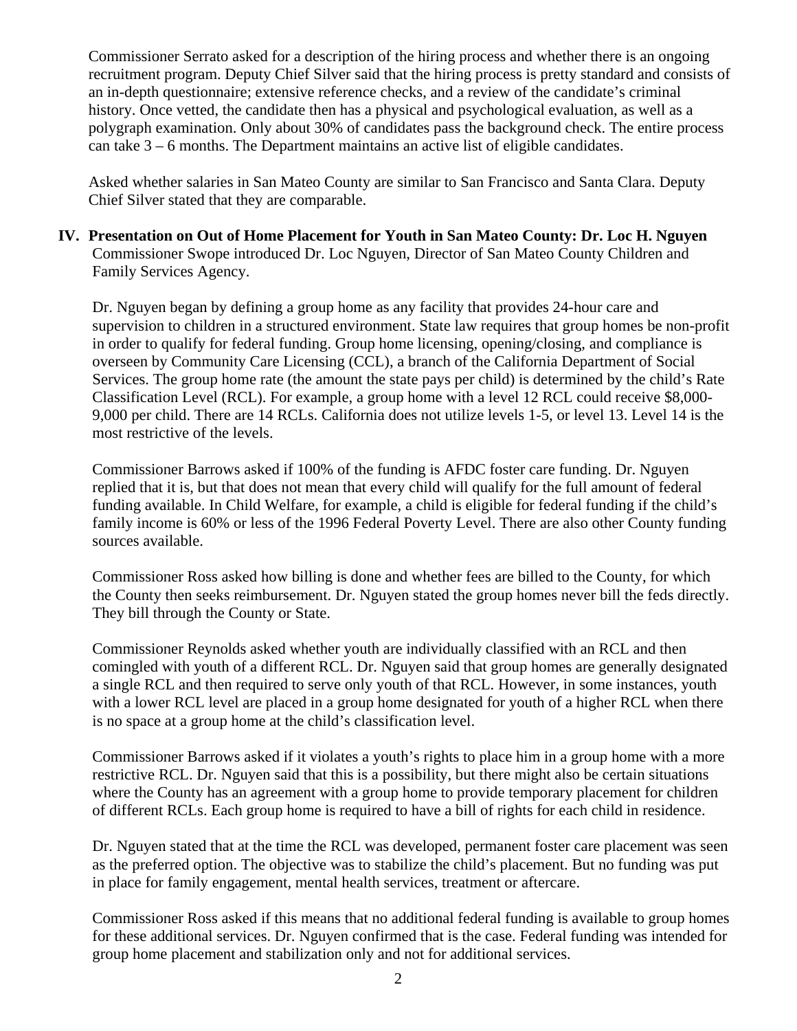Commissioner Serrato asked for a description of the hiring process and whether there is an ongoing recruitment program. Deputy Chief Silver said that the hiring process is pretty standard and consists of an in-depth questionnaire; extensive reference checks, and a review of the candidate's criminal history. Once vetted, the candidate then has a physical and psychological evaluation, as well as a polygraph examination. Only about 30% of candidates pass the background check. The entire process can take 3 – 6 months. The Department maintains an active list of eligible candidates.

Asked whether salaries in San Mateo County are similar to San Francisco and Santa Clara. Deputy Chief Silver stated that they are comparable.

## IV. Presentation on Out of Home Placement for Youth in San Mateo County: Dr. Loc H. Nguyen

Commissioner Swope introduced Dr. Loc Nguyen, Director of San Mateo County Children and Family Services Agency.

Dr. Nguyen began by defining a group home as any facility that provides 24-hour care and supervision to children in a structured environment. State law requires that group homes be non-profit in order to qualify for federal funding. Group home licensing, opening/closing, and compliance is overseen by Community Care Licensing (CCL), a branch of the California Department of Social Services. The group home rate (the amount the state pays per child) is determined by the child's Rate Classification Level (RCL). For example, a group home with a level 12 RCL could receive $8,000-9,000 per child. There are 14 RCLs. California does not utilize levels 1-5, or level 13. Level 14 is the most restrictive of the levels.

Commissioner Barrows asked if 100% of the funding is AFDC foster care funding. Dr. Nguyen replied that it is, but that does not mean that every child will qualify for the full amount of federal funding available. In Child Welfare, for example, a child is eligible for federal funding if the child's family income is 60% or less of the 1996 Federal Poverty Level. There are also other County funding sources available.

Commissioner Ross asked how billing is done and whether fees are billed to the County, for which the County then seeks reimbursement. Dr. Nguyen stated the group homes never bill the feds directly. They bill through the County or State.

Commissioner Reynolds asked whether youth are individually classified with an RCL and then comingled with youth of a different RCL. Dr. Nguyen said that group homes are generally designated a single RCL and then required to serve only youth of that RCL. However, in some instances, youth with a lower RCL level are placed in a group home designated for youth of a higher RCL when there is no space at a group home at the child's classification level.

Commissioner Barrows asked if it violates a youth's rights to place him in a group home with a more restrictive RCL. Dr. Nguyen said that this is a possibility, but there might also be certain situations where the County has an agreement with a group home to provide temporary placement for children of different RCLs. Each group home is required to have a bill of rights for each child in residence.

Dr. Nguyen stated that at the time the RCL was developed, permanent foster care placement was seen as the preferred option. The objective was to stabilize the child's placement. But no funding was put in place for family engagement, mental health services, treatment or aftercare.

Commissioner Ross asked if this means that no additional federal funding is available to group homes for these additional services. Dr. Nguyen confirmed that is the case. Federal funding was intended for group home placement and stabilization only and not for additional services.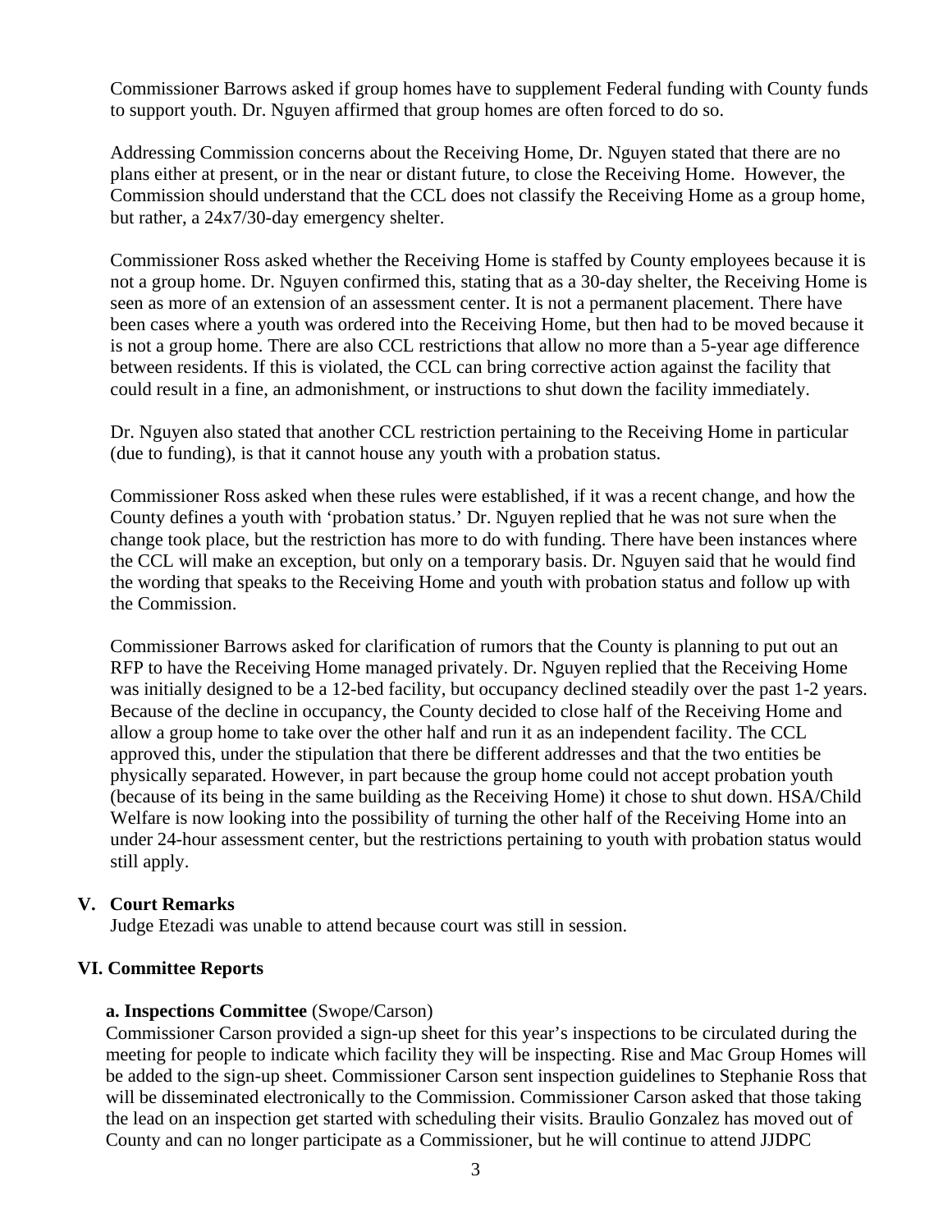Commissioner Barrows asked if group homes have to supplement Federal funding with County funds to support youth. Dr. Nguyen affirmed that group homes are often forced to do so.

Addressing Commission concerns about the Receiving Home, Dr. Nguyen stated that there are no plans either at present, or in the near or distant future, to close the Receiving Home. However, the Commission should understand that the CCL does not classify the Receiving Home as a group home, but rather, a 24x7/30-day emergency shelter.

Commissioner Ross asked whether the Receiving Home is staffed by County employees because it is not a group home. Dr. Nguyen confirmed this, stating that as a 30-day shelter, the Receiving Home is seen as more of an extension of an assessment center. It is not a permanent placement. There have been cases where a youth was ordered into the Receiving Home, but then had to be moved because it is not a group home. There are also CCL restrictions that allow no more than a 5-year age difference between residents. If this is violated, the CCL can bring corrective action against the facility that could result in a fine, an admonishment, or instructions to shut down the facility immediately.

Dr. Nguyen also stated that another CCL restriction pertaining to the Receiving Home in particular (due to funding), is that it cannot house any youth with a probation status.

Commissioner Ross asked when these rules were established, if it was a recent change, and how the County defines a youth with 'probation status.' Dr. Nguyen replied that he was not sure when the change took place, but the restriction has more to do with funding. There have been instances where the CCL will make an exception, but only on a temporary basis. Dr. Nguyen said that he would find the wording that speaks to the Receiving Home and youth with probation status and follow up with the Commission.

Commissioner Barrows asked for clarification of rumors that the County is planning to put out an RFP to have the Receiving Home managed privately. Dr. Nguyen replied that the Receiving Home was initially designed to be a 12-bed facility, but occupancy declined steadily over the past 1-2 years. Because of the decline in occupancy, the County decided to close half of the Receiving Home and allow a group home to take over the other half and run it as an independent facility. The CCL approved this, under the stipulation that there be different addresses and that the two entities be physically separated. However, in part because the group home could not accept probation youth (because of its being in the same building as the Receiving Home) it chose to shut down. HSA/Child Welfare is now looking into the possibility of turning the other half of the Receiving Home into an under 24-hour assessment center, but the restrictions pertaining to youth with probation status would still apply.

## V. Court Remarks

Judge Etezadi was unable to attend because court was still in session.

## VI. Committee Reports

### a. Inspections Committee (Swope/Carson)

Commissioner Carson provided a sign-up sheet for this year's inspections to be circulated during the meeting for people to indicate which facility they will be inspecting. Rise and Mac Group Homes will be added to the sign-up sheet. Commissioner Carson sent inspection guidelines to Stephanie Ross that will be disseminated electronically to the Commission. Commissioner Carson asked that those taking the lead on an inspection get started with scheduling their visits. Braulio Gonzalez has moved out of County and can no longer participate as a Commissioner, but he will continue to attend JJDPC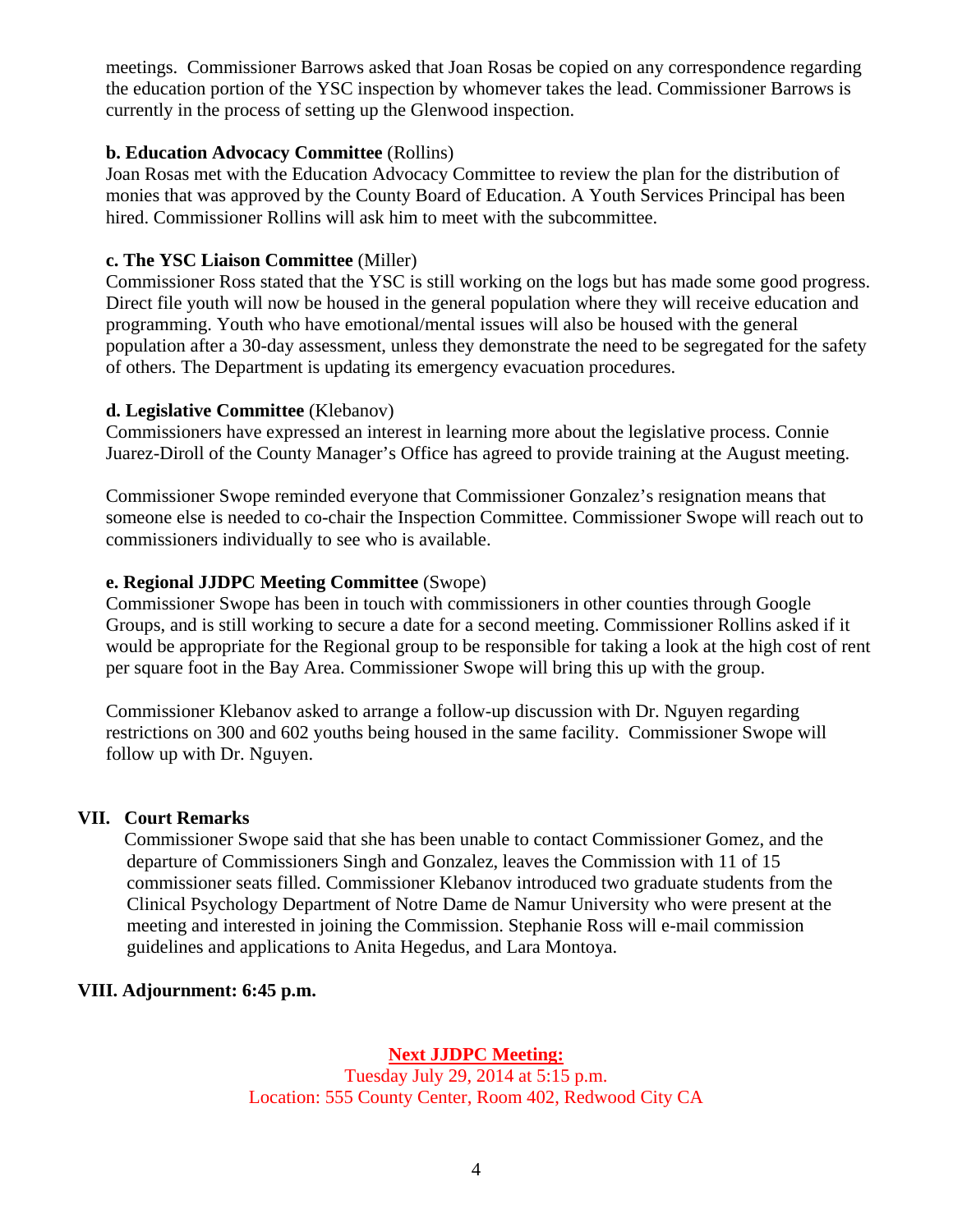meetings. Commissioner Barrows asked that Joan Rosas be copied on any correspondence regarding the education portion of the YSC inspection by whomever takes the lead. Commissioner Barrows is currently in the process of setting up the Glenwood inspection.

**b. Education Advocacy Committee** (Rollins)
Joan Rosas met with the Education Advocacy Committee to review the plan for the distribution of monies that was approved by the County Board of Education. A Youth Services Principal has been hired. Commissioner Rollins will ask him to meet with the subcommittee.

**c. The YSC Liaison Committee** (Miller)
Commissioner Ross stated that the YSC is still working on the logs but has made some good progress. Direct file youth will now be housed in the general population where they will receive education and programming. Youth who have emotional/mental issues will also be housed with the general population after a 30-day assessment, unless they demonstrate the need to be segregated for the safety of others. The Department is updating its emergency evacuation procedures.

**d. Legislative Committee** (Klebanov)
Commissioners have expressed an interest in learning more about the legislative process. Connie Juarez-Diroll of the County Manager's Office has agreed to provide training at the August meeting.

Commissioner Swope reminded everyone that Commissioner Gonzalez's resignation means that someone else is needed to co-chair the Inspection Committee. Commissioner Swope will reach out to commissioners individually to see who is available.

**e. Regional JJDPC Meeting Committee** (Swope)
Commissioner Swope has been in touch with commissioners in other counties through Google Groups, and is still working to secure a date for a second meeting. Commissioner Rollins asked if it would be appropriate for the Regional group to be responsible for taking a look at the high cost of rent per square foot in the Bay Area. Commissioner Swope will bring this up with the group.

Commissioner Klebanov asked to arrange a follow-up discussion with Dr. Nguyen regarding restrictions on 300 and 602 youths being housed in the same facility. Commissioner Swope will follow up with Dr. Nguyen.

## VII. Court Remarks

Commissioner Swope said that she has been unable to contact Commissioner Gomez, and the departure of Commissioners Singh and Gonzalez, leaves the Commission with 11 of 15 commissioner seats filled. Commissioner Klebanov introduced two graduate students from the Clinical Psychology Department of Notre Dame de Namur University who were present at the meeting and interested in joining the Commission. Stephanie Ross will e-mail commission guidelines and applications to Anita Hegedus, and Lara Montoya.

## VIII. Adjournment: 6:45 p.m.

**Next JJDPC Meeting:**
Tuesday July 29, 2014 at 5:15 p.m.
Location: 555 County Center, Room 402, Redwood City CA